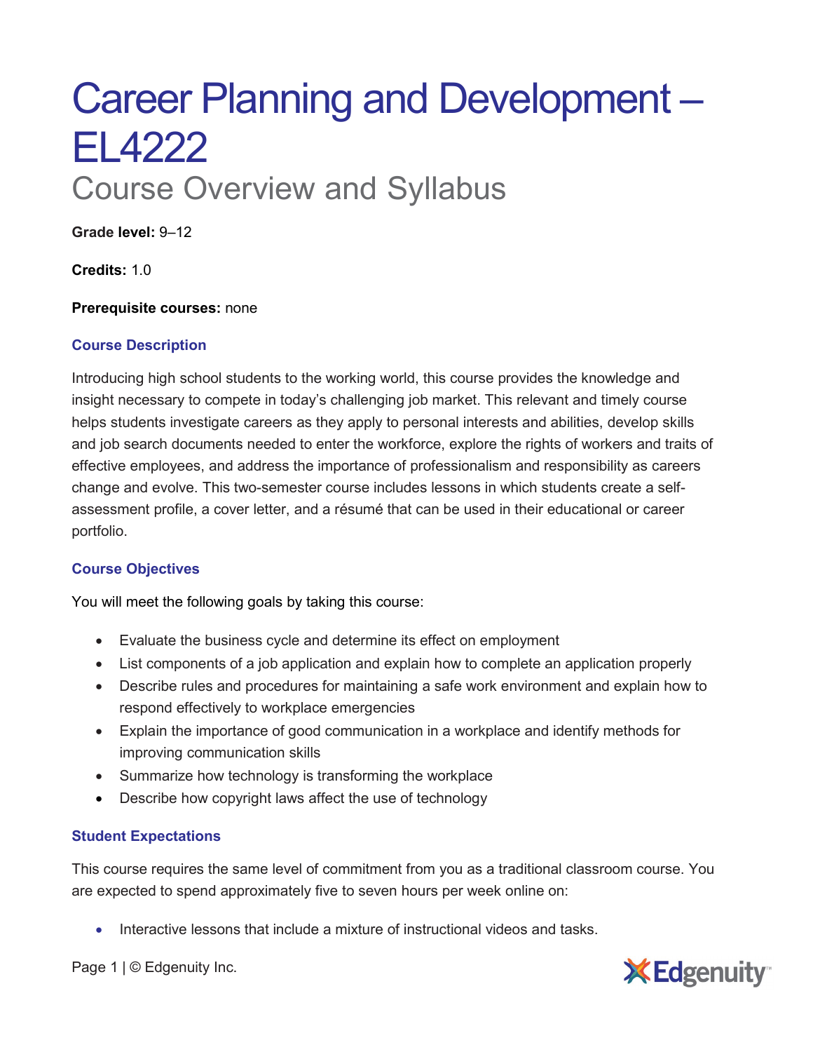# Career Planning and Development – EL4222

## Course Overview and Syllabus

**Grade level:** 9–12

**Credits:** 1.0

**Prerequisite courses:** none

### Course Description

Introducing high school students to the working world, this course provides the knowledge and insight necessary to compete in today's challenging job market. This relevant and timely course helps students investigate careers as they apply to personal interests and abilities, develop skills and job search documents needed to enter the workforce, explore the rights of workers and traits of effective employees, and address the importance of professionalism and responsibility as careers change and evolve. This two-semester course includes lessons in which students create a self-assessment profile, a cover letter, and a résumé that can be used in their educational or career portfolio.

### Course Objectives

You will meet the following goals by taking this course:

- Evaluate the business cycle and determine its effect on employment
- List components of a job application and explain how to complete an application properly
- Describe rules and procedures for maintaining a safe work environment and explain how to respond effectively to workplace emergencies
- Explain the importance of good communication in a workplace and identify methods for improving communication skills
- Summarize how technology is transforming the workplace
- Describe how copyright laws affect the use of technology

### Student Expectations

This course requires the same level of commitment from you as a traditional classroom course. You are expected to spend approximately five to seven hours per week online on:

- Interactive lessons that include a mixture of instructional videos and tasks.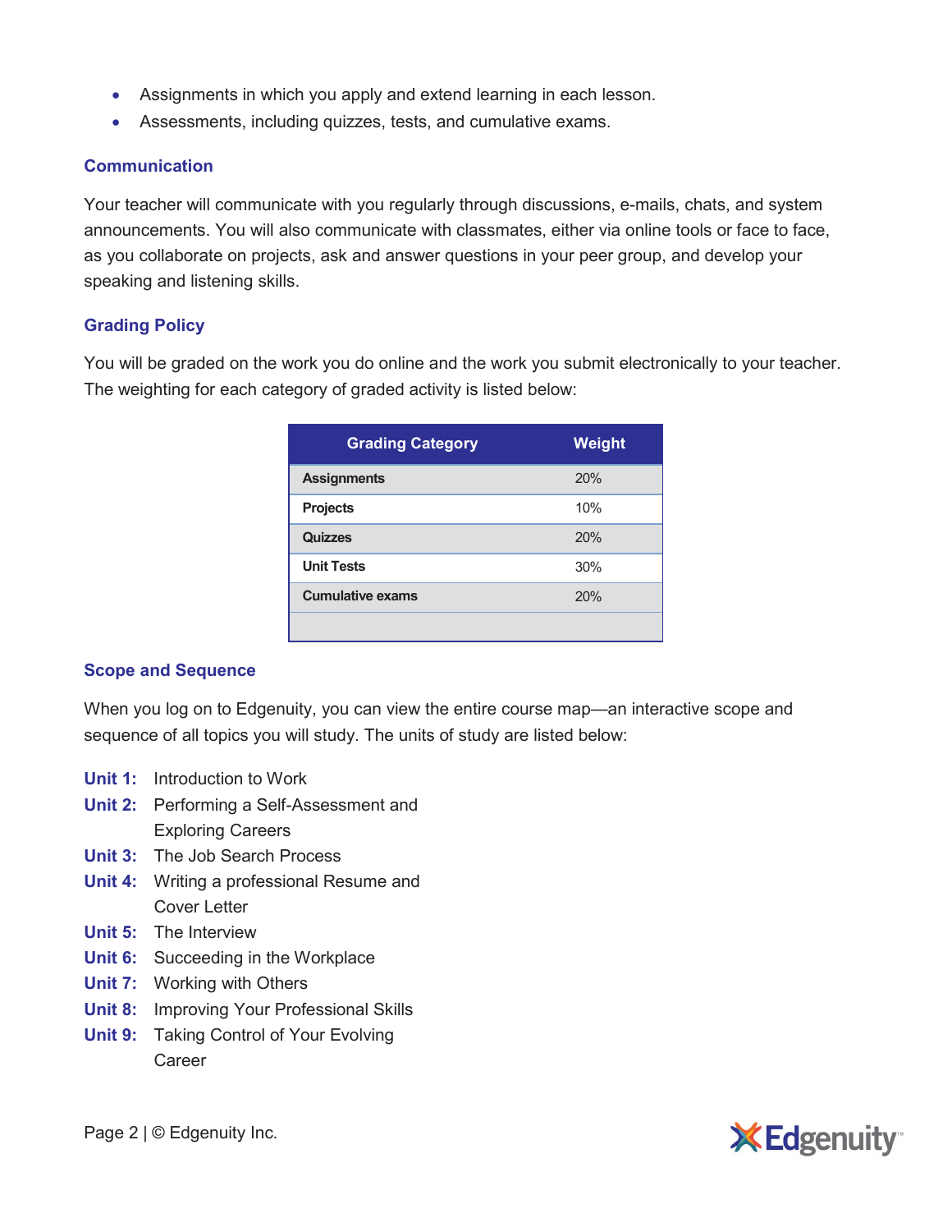- Assignments in which you apply and extend learning in each lesson.
- Assessments, including quizzes, tests, and cumulative exams.

## Communication

Your teacher will communicate with you regularly through discussions, e-mails, chats, and system announcements. You will also communicate with classmates, either via online tools or face to face, as you collaborate on projects, ask and answer questions in your peer group, and develop your speaking and listening skills.

## Grading Policy

You will be graded on the work you do online and the work you submit electronically to your teacher. The weighting for each category of graded activity is listed below:

| Grading Category | Weight |
|---|---|
| **Assignments** | 20% |
| **Projects** | 10% |
| **Quizzes** | 20% |
| **Unit Tests** | 30% |
| **Cumulative exams** | 20% |
| | |

## Scope and Sequence

When you log on to Edgenuity, you can view the entire course map—an interactive scope and sequence of all topics you will study. The units of study are listed below:

**Unit 1:** Introduction to Work
**Unit 2:** Performing a Self-Assessment and Exploring Careers
**Unit 3:** The Job Search Process
**Unit 4:** Writing a professional Resume and Cover Letter
**Unit 5:** The Interview
**Unit 6:** Succeeding in the Workplace
**Unit 7:** Working with Others
**Unit 8:** Improving Your Professional Skills
**Unit 9:** Taking Control of Your Evolving Career